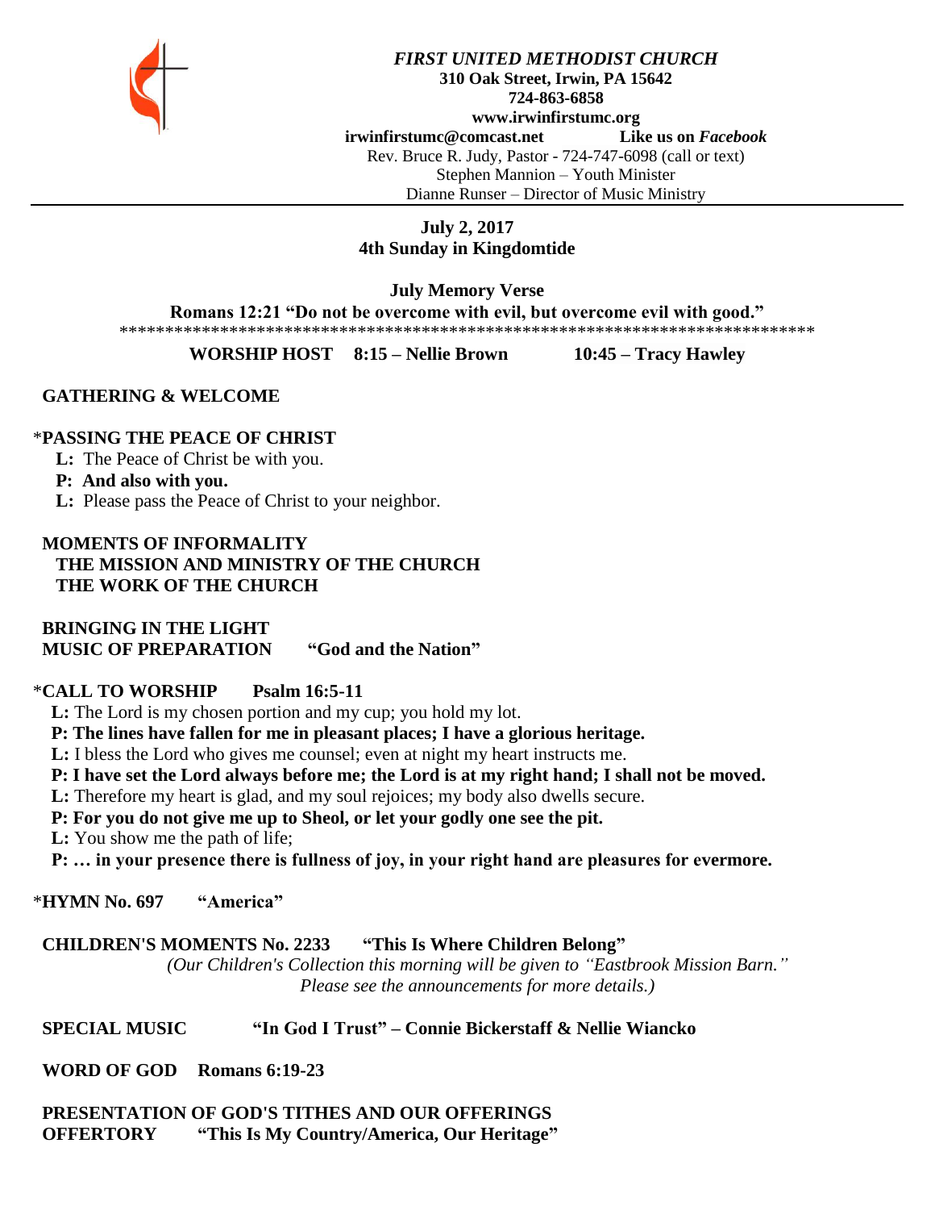***FIRST UNITED METHODIST CHURCH***
**310 Oak Street, Irwin, PA 15642**
**724-863-6858**
**www.irwinfirstumc.org**
**irwinfirstumc@comcast.net** **Like us on *Facebook***
Rev. Bruce R. Judy, Pastor - 724-747-6098 (call or text)
Stephen Mannion – Youth Minister
Dianne Runser – Director of Music Ministry

---

**July 2, 2017**
**4th Sunday in Kingdomtide**

**July Memory Verse**
**Romans 12:21 "Do not be overcome with evil, but overcome evil with good."**
*******************************************************************************

**WORSHIP HOST 8:15 – Nellie Brown 10:45 – Tracy Hawley**

**GATHERING & WELCOME**

*__PASSING THE PEACE OF CHRIST__

**L:** The Peace of Christ be with you.
**P: And also with you.**
**L:** Please pass the Peace of Christ to your neighbor.

**MOMENTS OF INFORMALITY**
**THE MISSION AND MINISTRY OF THE CHURCH**
**THE WORK OF THE CHURCH**

**BRINGING IN THE LIGHT**
**MUSIC OF PREPARATION "God and the Nation"**

*__CALL TO WORSHIP Psalm 16:5-11__

**L:** The Lord is my chosen portion and my cup; you hold my lot.
**P: The lines have fallen for me in pleasant places; I have a glorious heritage.**
**L:** I bless the Lord who gives me counsel; even at night my heart instructs me.
**P: I have set the Lord always before me; the Lord is at my right hand; I shall not be moved.**
**L:** Therefore my heart is glad, and my soul rejoices; my body also dwells secure.
**P: For you do not give me up to Sheol, or let your godly one see the pit.**
**L:** You show me the path of life;
**P: … in your presence there is fullness of joy, in your right hand are pleasures for evermore.**

*__HYMN No. 697 "America"__

**CHILDREN'S MOMENTS No. 2233 "This Is Where Children Belong"**
*(Our Children's Collection this morning will be given to "Eastbrook Mission Barn." Please see the announcements for more details.)*

**SPECIAL MUSIC "In God I Trust" – Connie Bickerstaff & Nellie Wiancko**

**WORD OF GOD Romans 6:19-23**

**PRESENTATION OF GOD'S TITHES AND OUR OFFERINGS**
**OFFERTORY "This Is My Country/America, Our Heritage"**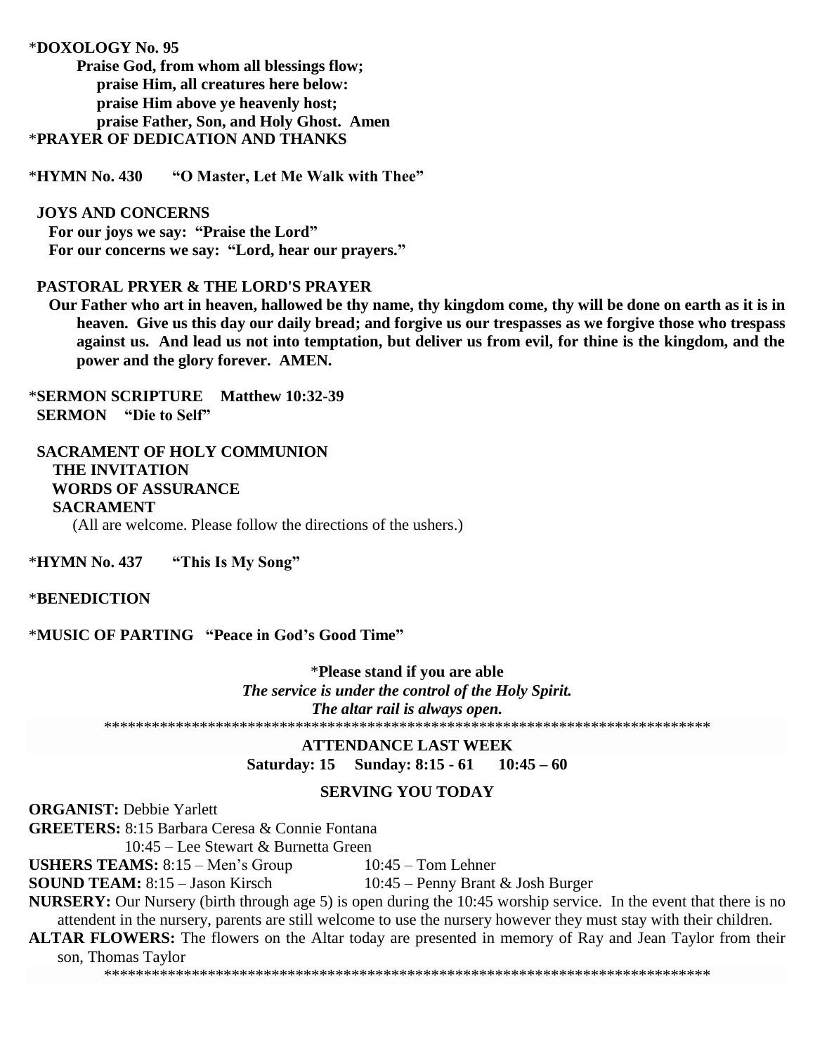*__DOXOLOGY No. 95__

**Praise God, from whom all blessings flow;**
**praise Him, all creatures here below:**
**praise Him above ye heavenly host;**
**praise Father, Son, and Holy Ghost. Amen**

*__PRAYER OF DEDICATION AND THANKS__

*__HYMN No. 430 "O Master, Let Me Walk with Thee"__

**JOYS AND CONCERNS**

**For our joys we say: "Praise the Lord"**
**For our concerns we say: "Lord, hear our prayers."**

**PASTORAL PRYER & THE LORD'S PRAYER**

**Our Father who art in heaven, hallowed be thy name, thy kingdom come, thy will be done on earth as it is in heaven. Give us this day our daily bread; and forgive us our trespasses as we forgive those who trespass against us. And lead us not into temptation, but deliver us from evil, for thine is the kingdom, and the power and the glory forever. AMEN.**

*__SERMON SCRIPTURE Matthew 10:32-39__

**SERMON "Die to Self"**

**SACRAMENT OF HOLY COMMUNION**

**THE INVITATION**
**WORDS OF ASSURANCE**
**SACRAMENT**

(All are welcome. Please follow the directions of the ushers.)

*__HYMN No. 437 "This Is My Song"__

*__BENEDICTION__

*__MUSIC OF PARTING "Peace in God's Good Time"__

*__Please stand if you are able__

***The service is under the control of the Holy Spirit.***

***The altar rail is always open.***

*******************************************************************************

**ATTENDANCE LAST WEEK**

**Saturday: 15 Sunday: 8:15 - 61 10:45 – 60**

**SERVING YOU TODAY**

**ORGANIST:** Debbie Yarlett

**GREETERS:** 8:15 Barbara Ceresa & Connie Fontana
10:45 – Lee Stewart & Burnetta Green

**USHERS TEAMS:** 8:15 – Men's Group 10:45 – Tom Lehner

**SOUND TEAM:** 8:15 – Jason Kirsch 10:45 – Penny Brant & Josh Burger

**NURSERY:** Our Nursery (birth through age 5) is open during the 10:45 worship service. In the event that there is no attendent in the nursery, parents are still welcome to use the nursery however they must stay with their children.

**ALTAR FLOWERS:** The flowers on the Altar today are presented in memory of Ray and Jean Taylor from their son, Thomas Taylor

*******************************************************************************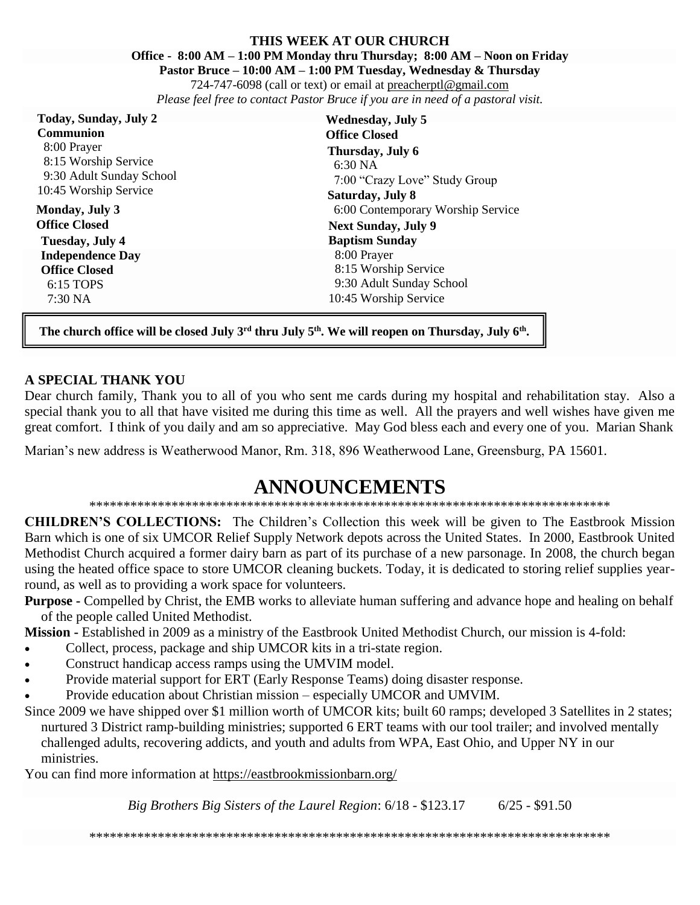# THIS WEEK AT OUR CHURCH

**Office - 8:00 AM – 1:00 PM Monday thru Thursday; 8:00 AM – Noon on Friday**

**Pastor Bruce – 10:00 AM – 1:00 PM Tuesday, Wednesday & Thursday**

724-747-6098 (call or text) or email at preacherptl@gmail.com

*Please feel free to contact Pastor Bruce if you are in need of a pastoral visit.*

**Today, Sunday, July 2**
**Communion**
8:00 Prayer
8:15 Worship Service
9:30 Adult Sunday School
10:45 Worship Service

**Monday, July 3**
**Office Closed**

**Tuesday, July 4**
**Independence Day**
**Office Closed**
6:15 TOPS
7:30 NA

**Wednesday, July 5**
**Office Closed**

**Thursday, July 6**
6:30 NA
7:00 "Crazy Love" Study Group

**Saturday, July 8**
6:00 Contemporary Worship Service

**Next Sunday, July 9**
**Baptism Sunday**
8:00 Prayer
8:15 Worship Service
9:30 Adult Sunday School
10:45 Worship Service

**The church office will be closed July 3rd thru July 5th. We will reopen on Thursday, July 6th.**

## A SPECIAL THANK YOU

Dear church family, Thank you to all of you who sent me cards during my hospital and rehabilitation stay. Also a special thank you to all that have visited me during this time as well. All the prayers and well wishes have given me great comfort. I think of you daily and am so appreciative. May God bless each and every one of you. Marian Shank

Marian's new address is Weatherwood Manor, Rm. 318, 896 Weatherwood Lane, Greensburg, PA 15601.

# ANNOUNCEMENTS

*******************************************************************************

**CHILDREN'S COLLECTIONS:** The Children's Collection this week will be given to The Eastbrook Mission Barn which is one of six UMCOR Relief Supply Network depots across the United States. In 2000, Eastbrook United Methodist Church acquired a former dairy barn as part of its purchase of a new parsonage. In 2008, the church began using the heated office space to store UMCOR cleaning buckets. Today, it is dedicated to storing relief supplies year-round, as well as to providing a work space for volunteers.

**Purpose -** Compelled by Christ, the EMB works to alleviate human suffering and advance hope and healing on behalf of the people called United Methodist.

**Mission -** Established in 2009 as a ministry of the Eastbrook United Methodist Church, our mission is 4-fold:

- Collect, process, package and ship UMCOR kits in a tri-state region.
- Construct handicap access ramps using the UMVIM model.
- Provide material support for ERT (Early Response Teams) doing disaster response.
- Provide education about Christian mission – especially UMCOR and UMVIM.

Since 2009 we have shipped over $1 million worth of UMCOR kits; built 60 ramps; developed 3 Satellites in 2 states; nurtured 3 District ramp-building ministries; supported 6 ERT teams with our tool trailer; and involved mentally challenged adults, recovering addicts, and youth and adults from WPA, East Ohio, and Upper NY in our ministries.

You can find more information at https://eastbrookmissionbarn.org/

*Big Brothers Big Sisters of the Laurel Region*: 6/18 - $123.17 6/25 - $91.50

*******************************************************************************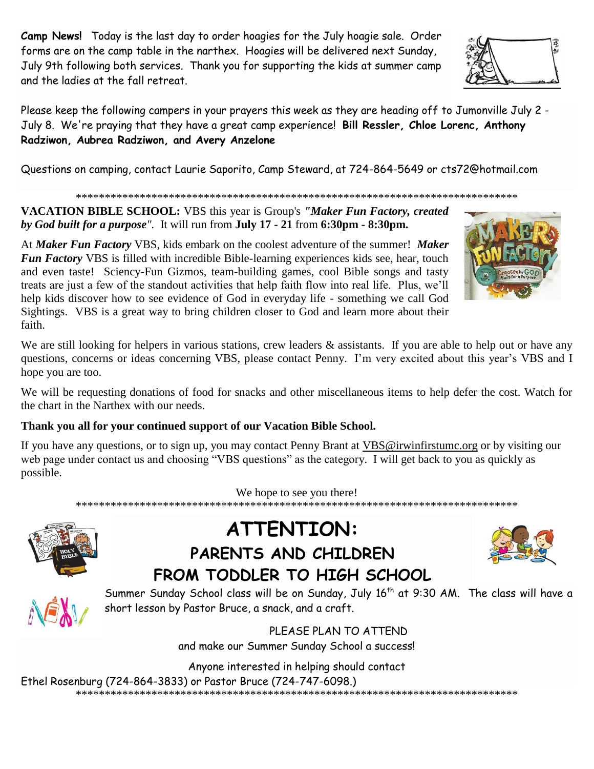**Camp News!** Today is the last day to order hoagies for the July hoagie sale. Order forms are on the camp table in the narthex. Hoagies will be delivered next Sunday, July 9th following both services. Thank you for supporting the kids at summer camp and the ladies at the fall retreat.

Please keep the following campers in your prayers this week as they are heading off to Jumonville July 2 - July 8. We're praying that they have a great camp experience! **Bill Ressler, Chloe Lorenc, Anthony Radziwon, Aubrea Radziwon, and Avery Anzelone**

Questions on camping, contact Laurie Saporito, Camp Steward, at 724-864-5649 or cts72@hotmail.com

*******************************************************************************

**VACATION BIBLE SCHOOL:** VBS this year is Group's ***"Maker Fun Factory, created by God built for a purpose"***. It will run from **July 17 - 21** from **6:30pm - 8:30pm.**

At ***Maker Fun Factory*** VBS, kids embark on the coolest adventure of the summer! ***Maker Fun Factory*** VBS is filled with incredible Bible-learning experiences kids see, hear, touch and even taste! Sciency-Fun Gizmos, team-building games, cool Bible songs and tasty treats are just a few of the standout activities that help faith flow into real life. Plus, we'll help kids discover how to see evidence of God in everyday life - something we call God Sightings. VBS is a great way to bring children closer to God and learn more about their faith.

We are still looking for helpers in various stations, crew leaders & assistants. If you are able to help out or have any questions, concerns or ideas concerning VBS, please contact Penny. I'm very excited about this year's VBS and I hope you are too.

We will be requesting donations of food for snacks and other miscellaneous items to help defer the cost. Watch for the chart in the Narthex with our needs.

**Thank you all for your continued support of our Vacation Bible School.**

If you have any questions, or to sign up, you may contact Penny Brant at VBS@irwinfirstumc.org or by visiting our web page under contact us and choosing "VBS questions" as the category. I will get back to you as quickly as possible.

We hope to see you there!

*******************************************************************************

# ATTENTION:

## PARENTS AND CHILDREN FROM TODDLER TO HIGH SCHOOL

Summer Sunday School class will be on Sunday, July 16th at 9:30 AM. The class will have a short lesson by Pastor Bruce, a snack, and a craft.

PLEASE PLAN TO ATTEND
and make our Summer Sunday School a success!

Anyone interested in helping should contact
Ethel Rosenburg (724-864-3833) or Pastor Bruce (724-747-6098.)

*******************************************************************************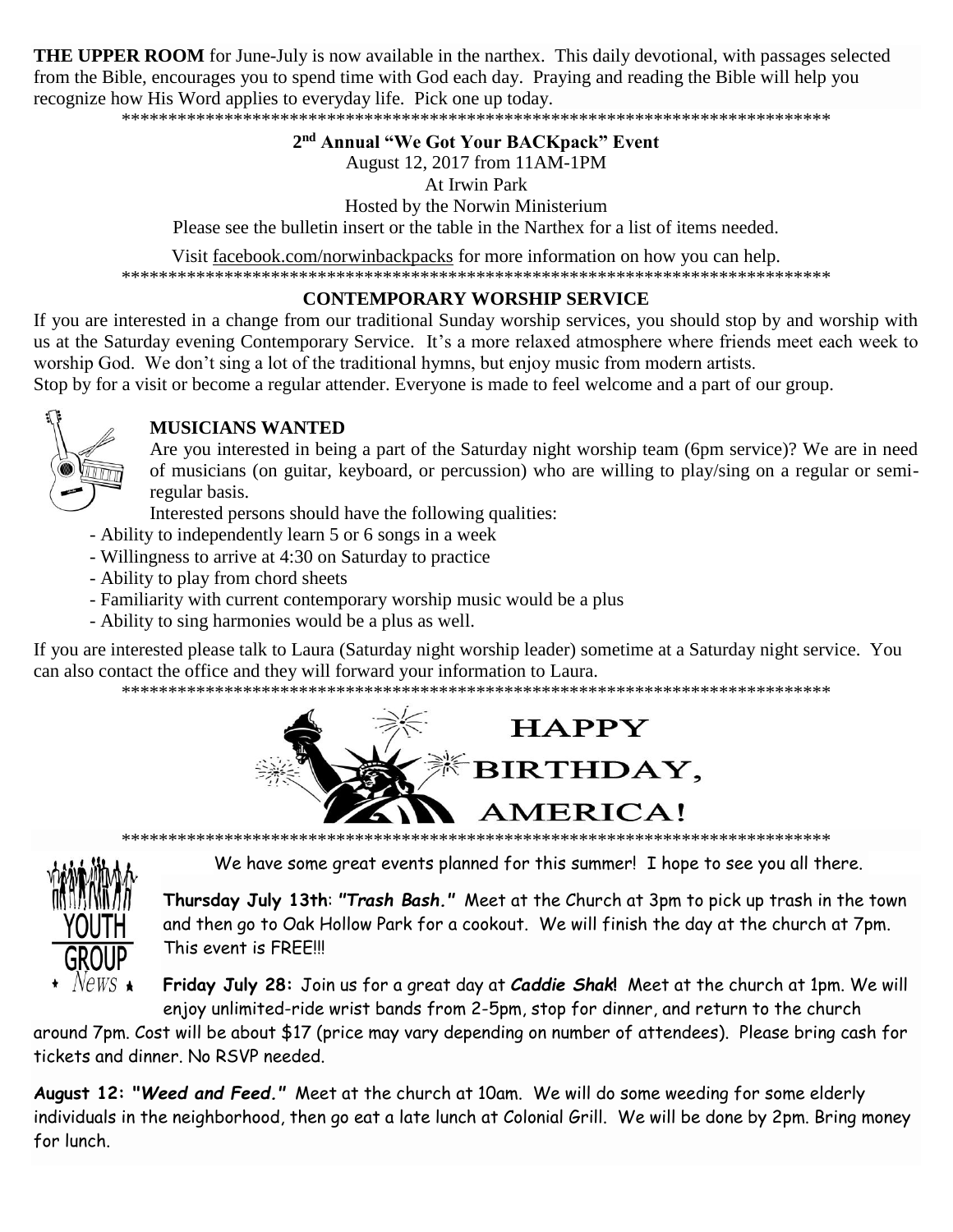**THE UPPER ROOM** for June-July is now available in the narthex. This daily devotional, with passages selected from the Bible, encourages you to spend time with God each day. Praying and reading the Bible will help you recognize how His Word applies to everyday life. Pick one up today.

*******************************************************************************

**2nd Annual "We Got Your BACKpack" Event**

August 12, 2017 from 11AM-1PM

At Irwin Park

Hosted by the Norwin Ministerium

Please see the bulletin insert or the table in the Narthex for a list of items needed.

Visit facebook.com/norwinbackpacks for more information on how you can help.

*******************************************************************************

**CONTEMPORARY WORSHIP SERVICE**

If you are interested in a change from our traditional Sunday worship services, you should stop by and worship with us at the Saturday evening Contemporary Service. It's a more relaxed atmosphere where friends meet each week to worship God. We don't sing a lot of the traditional hymns, but enjoy music from modern artists.

Stop by for a visit or become a regular attender. Everyone is made to feel welcome and a part of our group.

**MUSICIANS WANTED**

Are you interested in being a part of the Saturday night worship team (6pm service)? We are in need of musicians (on guitar, keyboard, or percussion) who are willing to play/sing on a regular or semi-regular basis.

Interested persons should have the following qualities:

- Ability to independently learn 5 or 6 songs in a week
- Willingness to arrive at 4:30 on Saturday to practice
- Ability to play from chord sheets
- Familiarity with current contemporary worship music would be a plus
- Ability to sing harmonies would be a plus as well.

If you are interested please talk to Laura (Saturday night worship leader) sometime at a Saturday night service. You can also contact the office and they will forward your information to Laura.

*******************************************************************************

HAPPY BIRTHDAY, AMERICA!

*******************************************************************************

YOUTH GROUP News

We have some great events planned for this summer! I hope to see you all there.

**Thursday July 13th**: ***"Trash Bash."*** Meet at the Church at 3pm to pick up trash in the town and then go to Oak Hollow Park for a cookout. We will finish the day at the church at 7pm. This event is FREE!!!

**Friday July 28:** Join us for a great day at ***Caddie Shak*!** Meet at the church at 1pm. We will enjoy unlimited-ride wrist bands from 2-5pm, stop for dinner, and return to the church around 7pm. Cost will be about $17 (price may vary depending on number of attendees). Please bring cash for tickets and dinner. No RSVP needed.

***August 12: "Weed and Feed."*** Meet at the church at 10am. We will do some weeding for some elderly individuals in the neighborhood, then go eat a late lunch at Colonial Grill. We will be done by 2pm. Bring money for lunch.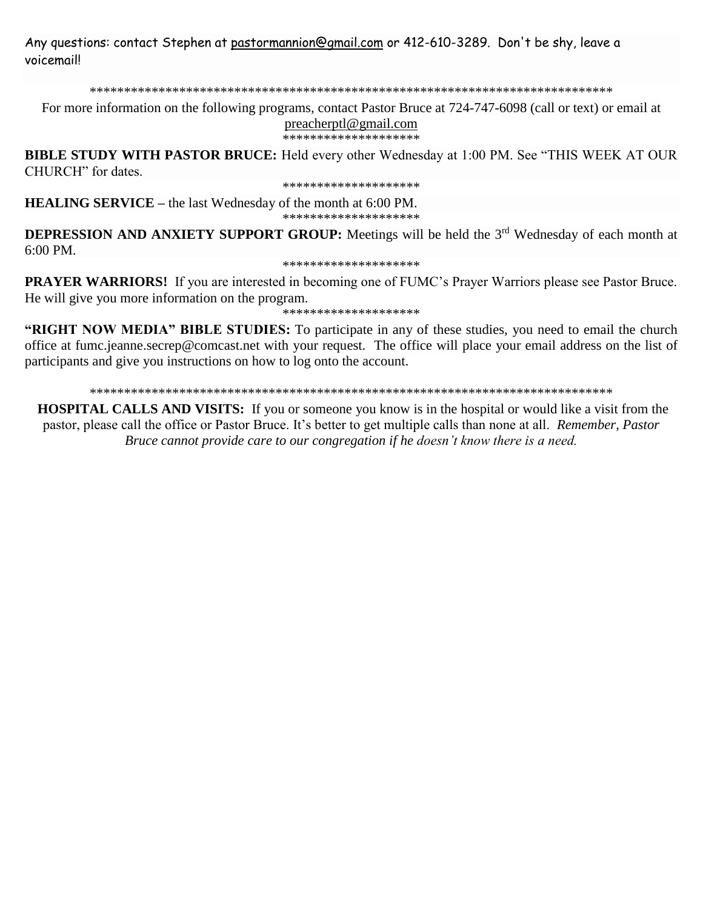Any questions: contact Stephen at pastormannion@gmail.com or 412-610-3289. Don't be shy, leave a voicemail!

*******************************************************************************

For more information on the following programs, contact Pastor Bruce at 724-747-6098 (call or text) or email at preacherptl@gmail.com

********************

**BIBLE STUDY WITH PASTOR BRUCE:** Held every other Wednesday at 1:00 PM. See "THIS WEEK AT OUR CHURCH" for dates.

********************

**HEALING SERVICE** – the last Wednesday of the month at 6:00 PM.

********************

**DEPRESSION AND ANXIETY SUPPORT GROUP:** Meetings will be held the 3rd Wednesday of each month at 6:00 PM.

********************

**PRAYER WARRIORS!** If you are interested in becoming one of FUMC's Prayer Warriors please see Pastor Bruce. He will give you more information on the program.

********************

**"RIGHT NOW MEDIA" BIBLE STUDIES:** To participate in any of these studies, you need to email the church office at fumc.jeanne.secrep@comcast.net with your request. The office will place your email address on the list of participants and give you instructions on how to log onto the account.

*******************************************************************************

**HOSPITAL CALLS AND VISITS:** If you or someone you know is in the hospital or would like a visit from the pastor, please call the office or Pastor Bruce. It's better to get multiple calls than none at all. *Remember, Pastor Bruce cannot provide care to our congregation if he doesn't know there is a need.*